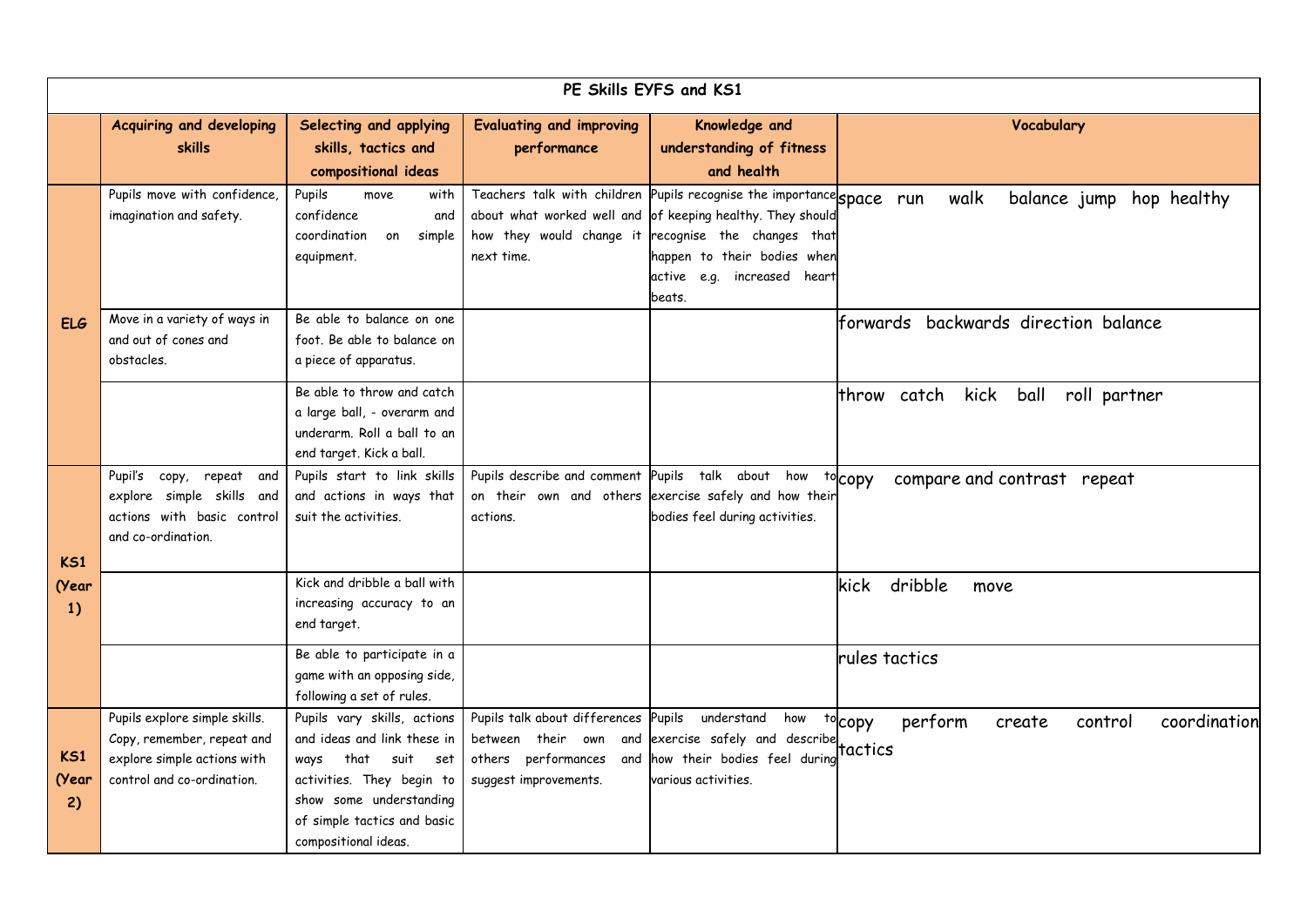| PE Skills EYFS and KS1 | | | | | |
|---|---|---|---|---|---|
| | **Acquiring and developing skills** | **Selecting and applying skills, tactics and compositional ideas** | **Evaluating and improving performance** | **Knowledge and understanding of fitness and health** | **Vocabulary** |
| **ELG** | Pupils move with confidence, imagination and safety. | Pupils move with confidence and coordination on simple equipment. | Teachers talk with children about what worked well and how they would change it next time. | Pupils recognise the importance of keeping healthy. They should recognise the changes that happen to their bodies when active e.g. increased heart beats. | space run walk balance jump hop healthy |
| | Move in a variety of ways in and out of cones and obstacles. | Be able to balance on one foot. Be able to balance on a piece of apparatus. | | | forwards backwards direction balance |
| | | Be able to throw and catch a large ball, - overarm and underarm. Roll a ball to an end target. Kick a ball. | | | throw catch kick ball roll partner |
| **KS1 (Year 1)** | Pupil's copy, repeat and explore simple skills and actions with basic control and co-ordination. | Pupils start to link skills and actions in ways that suit the activities. | Pupils describe and comment on their own and others actions. | Pupils talk about how to exercise safely and how their bodies feel during activities. | copy compare and contrast repeat |
| | | Kick and dribble a ball with increasing accuracy to an end target. | | | kick dribble move |
| | | Be able to participate in a game with an opposing side, following a set of rules. | | | rules tactics |
| **KS1 (Year 2)** | Pupils explore simple skills. Copy, remember, repeat and explore simple actions with control and co-ordination. | Pupils vary skills, actions and ideas and link these in ways that suit set activities. They begin to show some understanding of simple tactics and basic compositional ideas. | Pupils talk about differences between their own and others performances and suggest improvements. | Pupils understand how to exercise safely and describe how their bodies feel during various activities. | copy perform create control coordination tactics |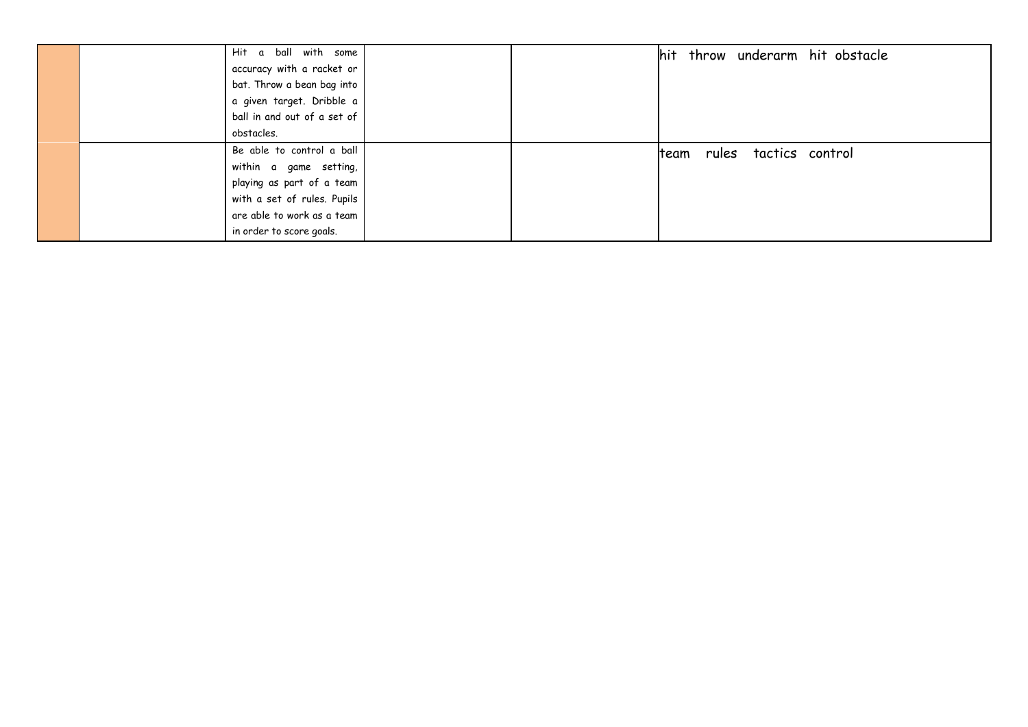| | | | | | |
|---|---|---|---|---|---|
| | | Hit a ball with some accuracy with a racket or bat. Throw a bean bag into a given target. Dribble a ball in and out of a set of obstacles. | | | hit throw underarm hit obstacle |
| | | Be able to control a ball within a game setting, playing as part of a team with a set of rules. Pupils are able to work as a team in order to score goals. | | | team rules tactics control |